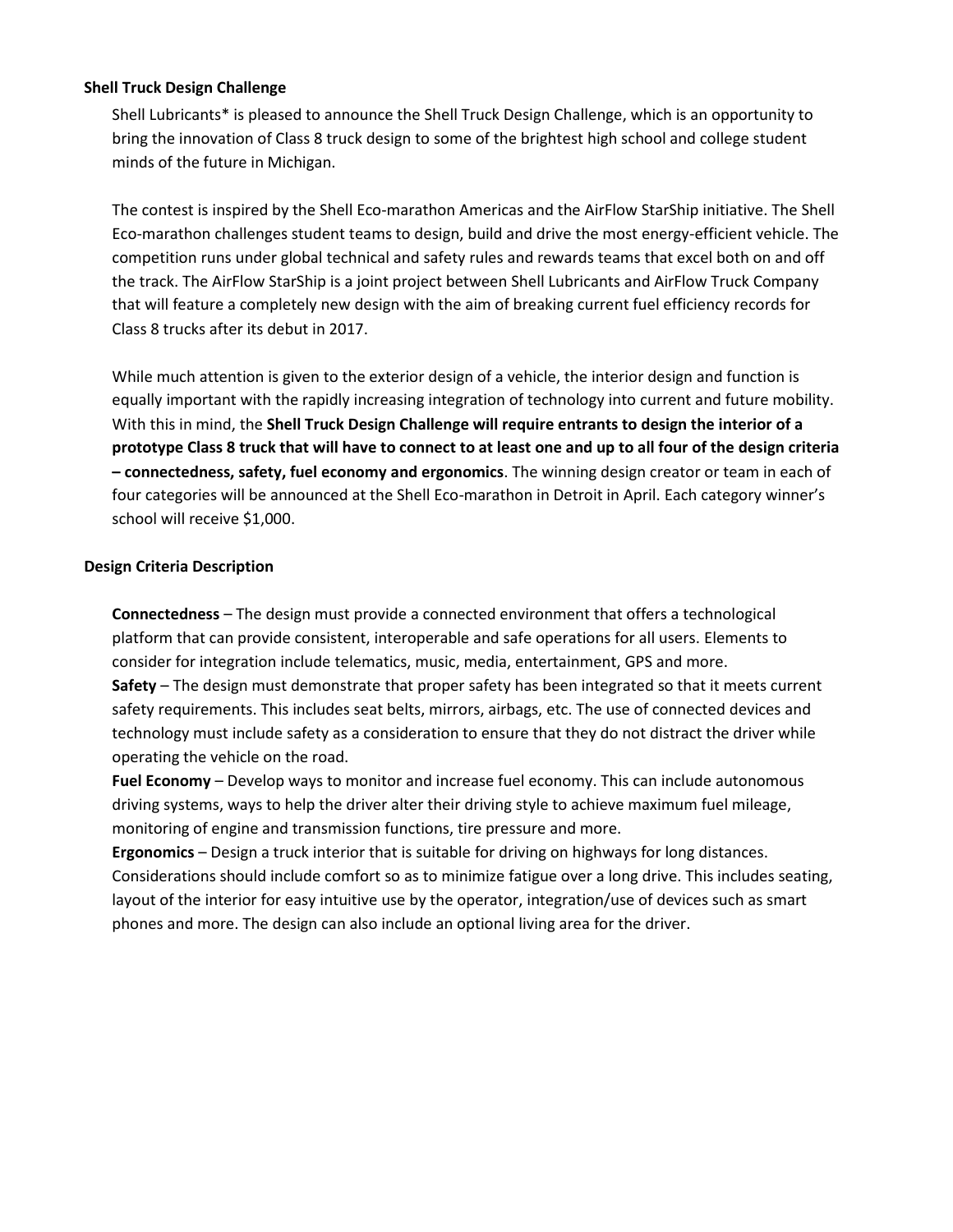**Shell Truck Design Challenge**

Shell Lubricants* is pleased to announce the Shell Truck Design Challenge, which is an opportunity to bring the innovation of Class 8 truck design to some of the brightest high school and college student minds of the future in Michigan.

The contest is inspired by the Shell Eco-marathon Americas and the AirFlow StarShip initiative. The Shell Eco-marathon challenges student teams to design, build and drive the most energy-efficient vehicle. The competition runs under global technical and safety rules and rewards teams that excel both on and off the track. The AirFlow StarShip is a joint project between Shell Lubricants and AirFlow Truck Company that will feature a completely new design with the aim of breaking current fuel efficiency records for Class 8 trucks after its debut in 2017.

While much attention is given to the exterior design of a vehicle, the interior design and function is equally important with the rapidly increasing integration of technology into current and future mobility. With this in mind, the **Shell Truck Design Challenge will require entrants to design the interior of a prototype Class 8 truck that will have to connect to at least one and up to all four of the design criteria – connectedness, safety, fuel economy and ergonomics**. The winning design creator or team in each of four categories will be announced at the Shell Eco-marathon in Detroit in April. Each category winner's school will receive $1,000.

**Design Criteria Description**

**Connectedness** – The design must provide a connected environment that offers a technological platform that can provide consistent, interoperable and safe operations for all users. Elements to consider for integration include telematics, music, media, entertainment, GPS and more.

**Safety** – The design must demonstrate that proper safety has been integrated so that it meets current safety requirements. This includes seat belts, mirrors, airbags, etc. The use of connected devices and technology must include safety as a consideration to ensure that they do not distract the driver while operating the vehicle on the road.

**Fuel Economy** – Develop ways to monitor and increase fuel economy. This can include autonomous driving systems, ways to help the driver alter their driving style to achieve maximum fuel mileage, monitoring of engine and transmission functions, tire pressure and more.

**Ergonomics** – Design a truck interior that is suitable for driving on highways for long distances. Considerations should include comfort so as to minimize fatigue over a long drive. This includes seating, layout of the interior for easy intuitive use by the operator, integration/use of devices such as smart phones and more. The design can also include an optional living area for the driver.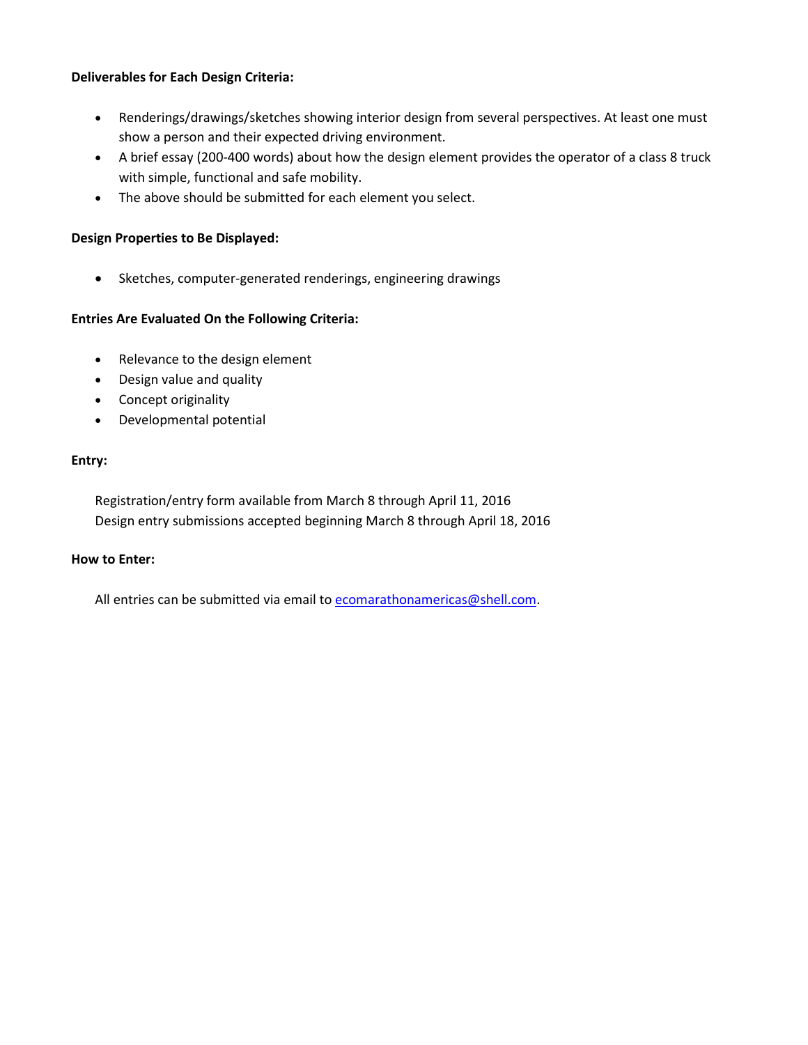**Deliverables for Each Design Criteria:**

- Renderings/drawings/sketches showing interior design from several perspectives. At least one must show a person and their expected driving environment.
- A brief essay (200-400 words) about how the design element provides the operator of a class 8 truck with simple, functional and safe mobility.
- The above should be submitted for each element you select.

**Design Properties to Be Displayed:**

- Sketches, computer-generated renderings, engineering drawings

**Entries Are Evaluated On the Following Criteria:**

- Relevance to the design element
- Design value and quality
- Concept originality
- Developmental potential

**Entry:**

Registration/entry form available from March 8 through April 11, 2016
Design entry submissions accepted beginning March 8 through April 18, 2016

**How to Enter:**

All entries can be submitted via email to ecomarathonamericas@shell.com.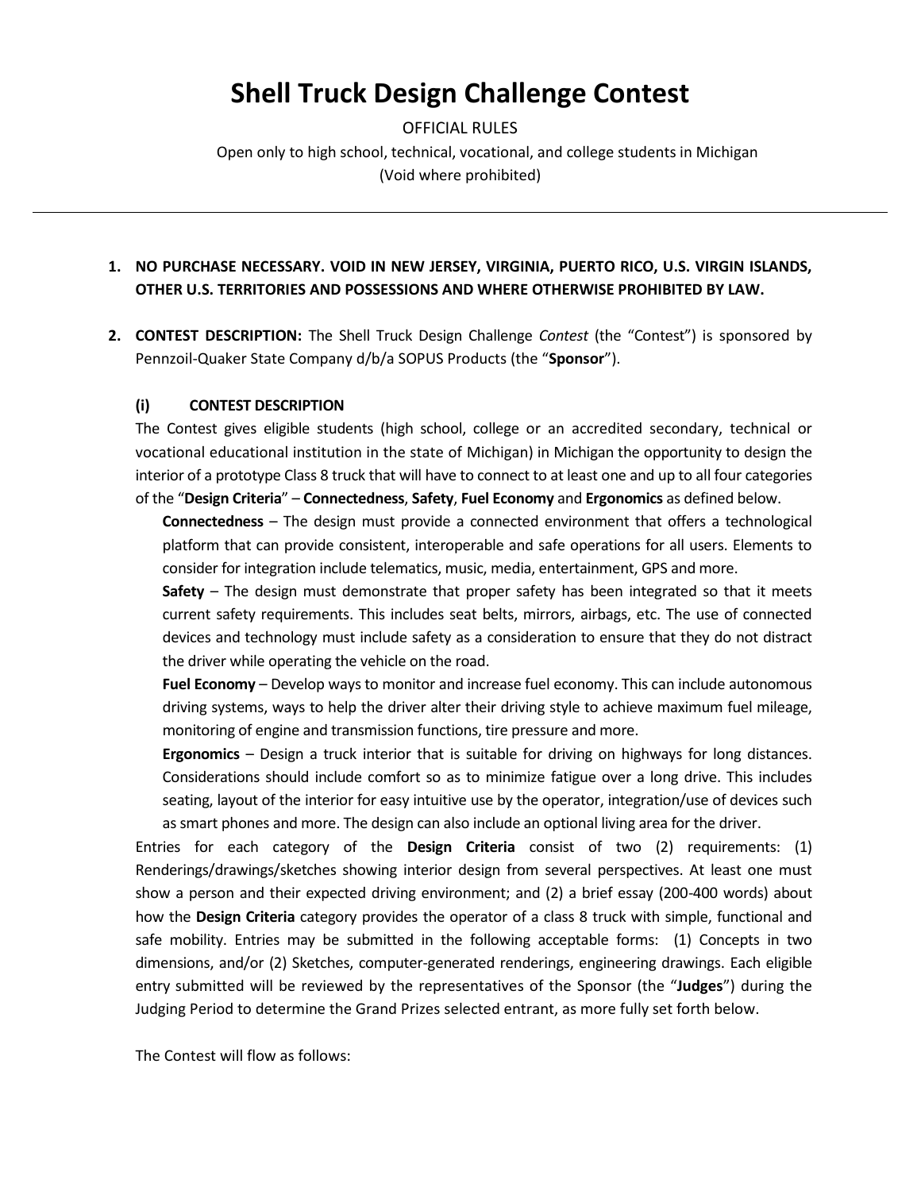# Shell Truck Design Challenge Contest

OFFICIAL RULES

Open only to high school, technical, vocational, and college students in Michigan

(Void where prohibited)

---

1. **NO PURCHASE NECESSARY. VOID IN NEW JERSEY, VIRGINIA, PUERTO RICO, U.S. VIRGIN ISLANDS, OTHER U.S. TERRITORIES AND POSSESSIONS AND WHERE OTHERWISE PROHIBITED BY LAW.**

2. **CONTEST DESCRIPTION:** The Shell Truck Design Challenge *Contest* (the "Contest") is sponsored by Pennzoil-Quaker State Company d/b/a SOPUS Products (the "**Sponsor**").

   **(i) CONTEST DESCRIPTION**

   The Contest gives eligible students (high school, college or an accredited secondary, technical or vocational educational institution in the state of Michigan) in Michigan the opportunity to design the interior of a prototype Class 8 truck that will have to connect to at least one and up to all four categories of the "**Design Criteria**" – **Connectedness**, **Safety**, **Fuel Economy** and **Ergonomics** as defined below.

   **Connectedness** – The design must provide a connected environment that offers a technological platform that can provide consistent, interoperable and safe operations for all users. Elements to consider for integration include telematics, music, media, entertainment, GPS and more.

   **Safety** – The design must demonstrate that proper safety has been integrated so that it meets current safety requirements. This includes seat belts, mirrors, airbags, etc. The use of connected devices and technology must include safety as a consideration to ensure that they do not distract the driver while operating the vehicle on the road.

   **Fuel Economy** – Develop ways to monitor and increase fuel economy. This can include autonomous driving systems, ways to help the driver alter their driving style to achieve maximum fuel mileage, monitoring of engine and transmission functions, tire pressure and more.

   **Ergonomics** – Design a truck interior that is suitable for driving on highways for long distances. Considerations should include comfort so as to minimize fatigue over a long drive. This includes seating, layout of the interior for easy intuitive use by the operator, integration/use of devices such as smart phones and more. The design can also include an optional living area for the driver.

   Entries for each category of the **Design Criteria** consist of two (2) requirements: (1) Renderings/drawings/sketches showing interior design from several perspectives. At least one must show a person and their expected driving environment; and (2) a brief essay (200-400 words) about how the **Design Criteria** category provides the operator of a class 8 truck with simple, functional and safe mobility. Entries may be submitted in the following acceptable forms: (1) Concepts in two dimensions, and/or (2) Sketches, computer-generated renderings, engineering drawings. Each eligible entry submitted will be reviewed by the representatives of the Sponsor (the "**Judges**") during the Judging Period to determine the Grand Prizes selected entrant, as more fully set forth below.

   The Contest will flow as follows: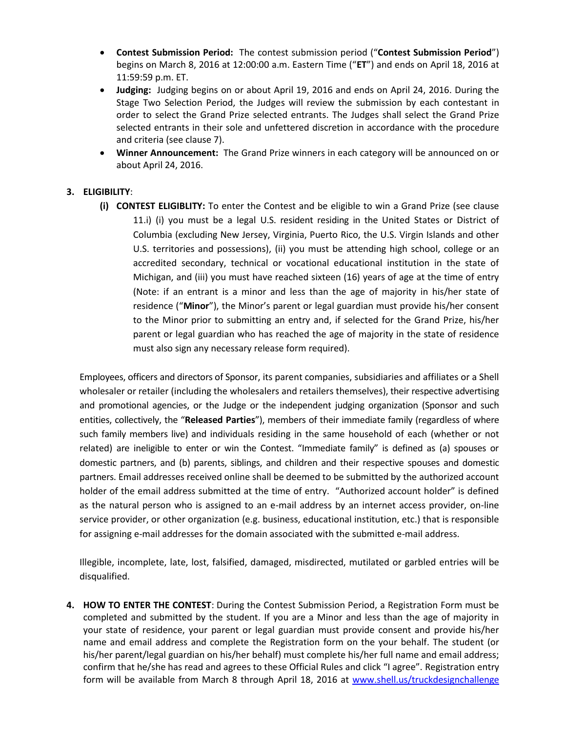- **Contest Submission Period:** The contest submission period ("**Contest Submission Period**") begins on March 8, 2016 at 12:00:00 a.m. Eastern Time ("**ET**") and ends on April 18, 2016 at 11:59:59 p.m. ET.
- **Judging:** Judging begins on or about April 19, 2016 and ends on April 24, 2016. During the Stage Two Selection Period, the Judges will review the submission by each contestant in order to select the Grand Prize selected entrants. The Judges shall select the Grand Prize selected entrants in their sole and unfettered discretion in accordance with the procedure and criteria (see clause 7).
- **Winner Announcement:** The Grand Prize winners in each category will be announced on or about April 24, 2016.

**3. ELIGIBILITY**:

**(i) CONTEST ELIGIBLITY:** To enter the Contest and be eligible to win a Grand Prize (see clause 11.i) (i) you must be a legal U.S. resident residing in the United States or District of Columbia (excluding New Jersey, Virginia, Puerto Rico, the U.S. Virgin Islands and other U.S. territories and possessions), (ii) you must be attending high school, college or an accredited secondary, technical or vocational educational institution in the state of Michigan, and (iii) you must have reached sixteen (16) years of age at the time of entry (Note: if an entrant is a minor and less than the age of majority in his/her state of residence ("**Minor**"), the Minor's parent or legal guardian must provide his/her consent to the Minor prior to submitting an entry and, if selected for the Grand Prize, his/her parent or legal guardian who has reached the age of majority in the state of residence must also sign any necessary release form required).

Employees, officers and directors of Sponsor, its parent companies, subsidiaries and affiliates or a Shell wholesaler or retailer (including the wholesalers and retailers themselves), their respective advertising and promotional agencies, or the Judge or the independent judging organization (Sponsor and such entities, collectively, the "**Released Parties**"), members of their immediate family (regardless of where such family members live) and individuals residing in the same household of each (whether or not related) are ineligible to enter or win the Contest. "Immediate family" is defined as (a) spouses or domestic partners, and (b) parents, siblings, and children and their respective spouses and domestic partners. Email addresses received online shall be deemed to be submitted by the authorized account holder of the email address submitted at the time of entry. "Authorized account holder" is defined as the natural person who is assigned to an e-mail address by an internet access provider, on-line service provider, or other organization (e.g. business, educational institution, etc.) that is responsible for assigning e-mail addresses for the domain associated with the submitted e-mail address.

Illegible, incomplete, late, lost, falsified, damaged, misdirected, mutilated or garbled entries will be disqualified.

**4. HOW TO ENTER THE CONTEST**: During the Contest Submission Period, a Registration Form must be completed and submitted by the student. If you are a Minor and less than the age of majority in your state of residence, your parent or legal guardian must provide consent and provide his/her name and email address and complete the Registration form on the your behalf. The student (or his/her parent/legal guardian on his/her behalf) must complete his/her full name and email address; confirm that he/she has read and agrees to these Official Rules and click "I agree". Registration entry form will be available from March 8 through April 18, 2016 at www.shell.us/truckdesignchallenge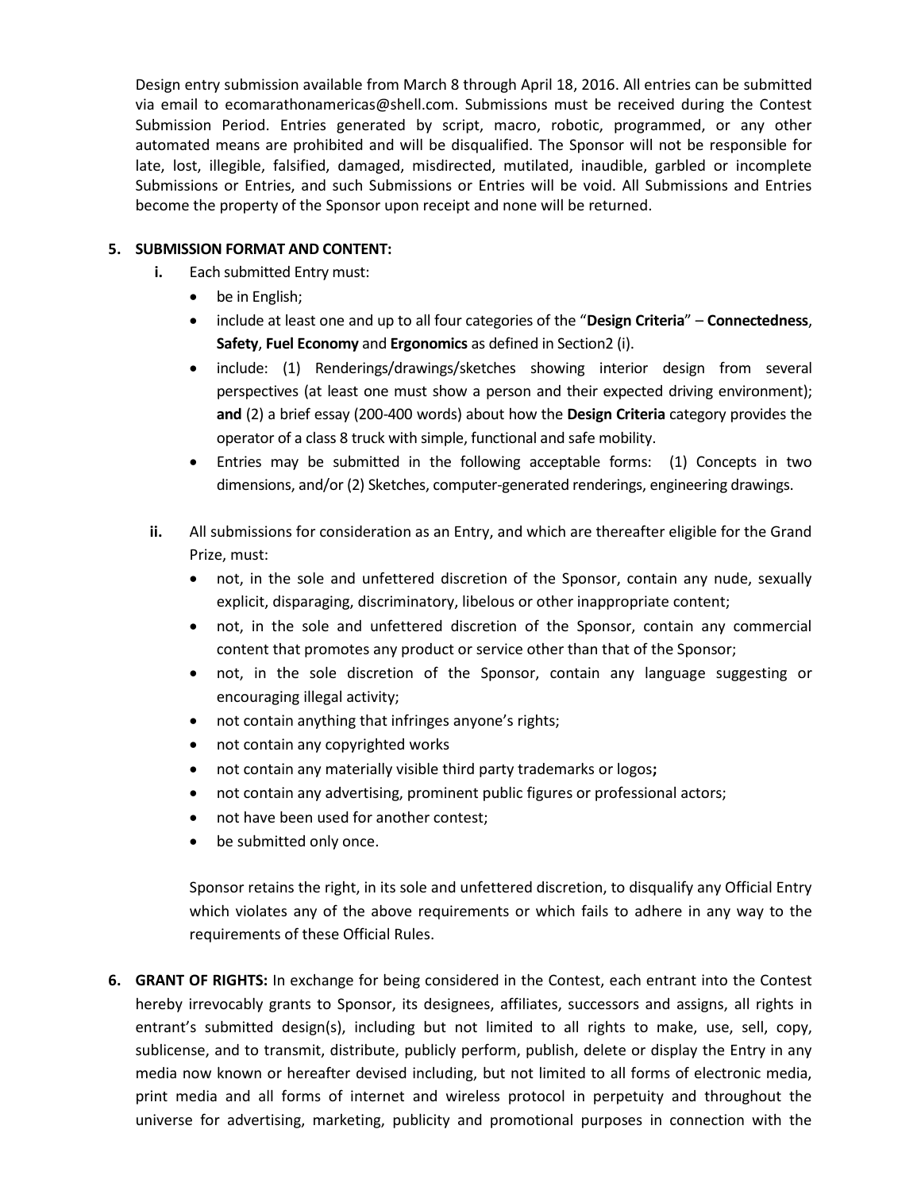Design entry submission available from March 8 through April 18, 2016. All entries can be submitted via email to ecomarathonamericas@shell.com. Submissions must be received during the Contest Submission Period. Entries generated by script, macro, robotic, programmed, or any other automated means are prohibited and will be disqualified. The Sponsor will not be responsible for late, lost, illegible, falsified, damaged, misdirected, mutilated, inaudible, garbled or incomplete Submissions or Entries, and such Submissions or Entries will be void. All Submissions and Entries become the property of the Sponsor upon receipt and none will be returned.

**5. SUBMISSION FORMAT AND CONTENT:**

**i.** Each submitted Entry must:

- be in English;
- include at least one and up to all four categories of the "**Design Criteria**" – **Connectedness**, **Safety**, **Fuel Economy** and **Ergonomics** as defined in Section2 (i).
- include: (1) Renderings/drawings/sketches showing interior design from several perspectives (at least one must show a person and their expected driving environment); **and** (2) a brief essay (200-400 words) about how the **Design Criteria** category provides the operator of a class 8 truck with simple, functional and safe mobility.
- Entries may be submitted in the following acceptable forms: (1) Concepts in two dimensions, and/or (2) Sketches, computer-generated renderings, engineering drawings.

**ii.** All submissions for consideration as an Entry, and which are thereafter eligible for the Grand Prize, must:

- not, in the sole and unfettered discretion of the Sponsor, contain any nude, sexually explicit, disparaging, discriminatory, libelous or other inappropriate content;
- not, in the sole and unfettered discretion of the Sponsor, contain any commercial content that promotes any product or service other than that of the Sponsor;
- not, in the sole discretion of the Sponsor, contain any language suggesting or encouraging illegal activity;
- not contain anything that infringes anyone's rights;
- not contain any copyrighted works
- not contain any materially visible third party trademarks or logos**;**
- not contain any advertising, prominent public figures or professional actors;
- not have been used for another contest;
- be submitted only once.

Sponsor retains the right, in its sole and unfettered discretion, to disqualify any Official Entry which violates any of the above requirements or which fails to adhere in any way to the requirements of these Official Rules.

**6. GRANT OF RIGHTS:** In exchange for being considered in the Contest, each entrant into the Contest hereby irrevocably grants to Sponsor, its designees, affiliates, successors and assigns, all rights in entrant's submitted design(s), including but not limited to all rights to make, use, sell, copy, sublicense, and to transmit, distribute, publicly perform, publish, delete or display the Entry in any media now known or hereafter devised including, but not limited to all forms of electronic media, print media and all forms of internet and wireless protocol in perpetuity and throughout the universe for advertising, marketing, publicity and promotional purposes in connection with the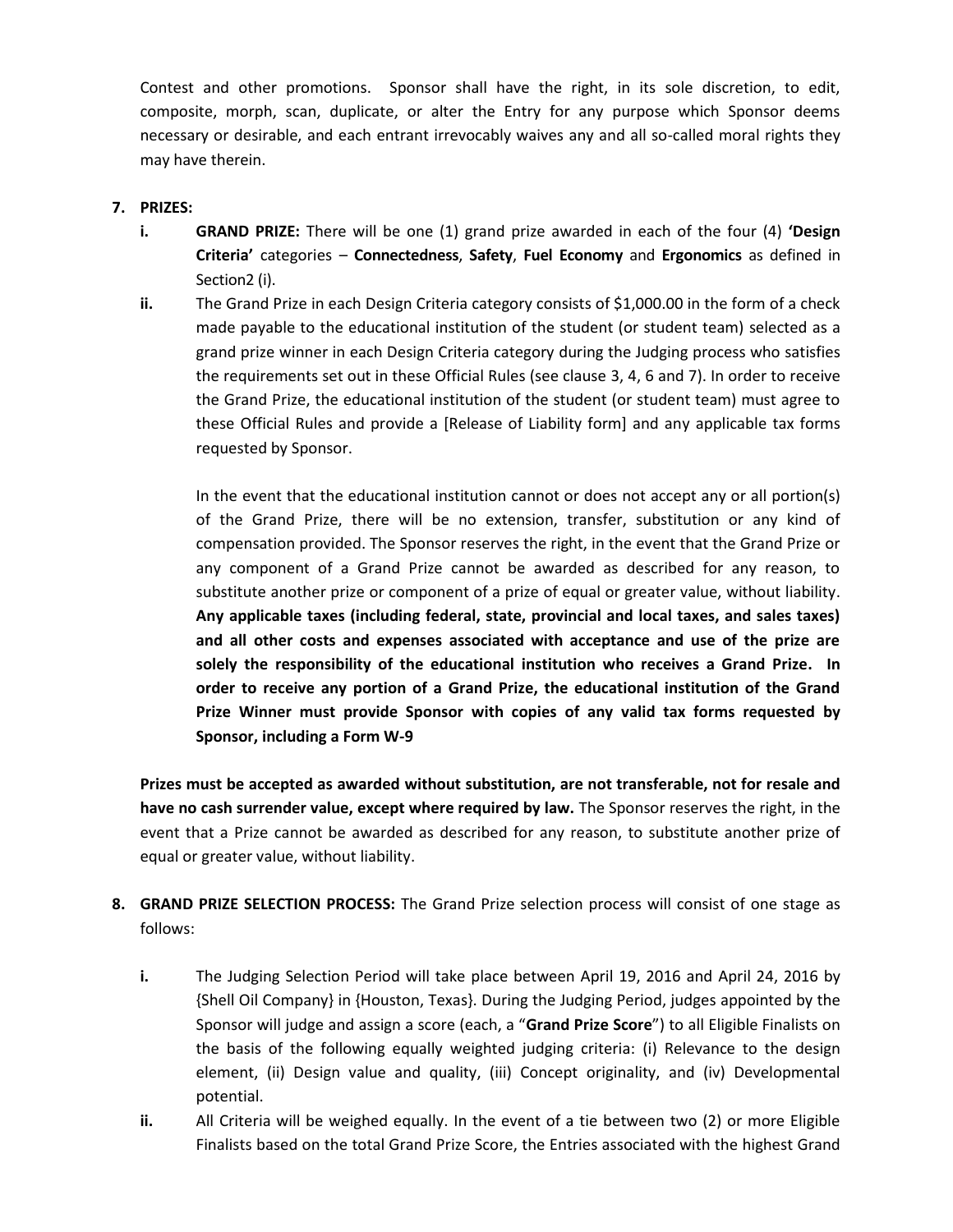Contest and other promotions. Sponsor shall have the right, in its sole discretion, to edit, composite, morph, scan, duplicate, or alter the Entry for any purpose which Sponsor deems necessary or desirable, and each entrant irrevocably waives any and all so-called moral rights they may have therein.

**7. PRIZES:**

- **i.** **GRAND PRIZE:** There will be one (1) grand prize awarded in each of the four (4) **'Design Criteria'** categories – **Connectedness**, **Safety**, **Fuel Economy** and **Ergonomics** as defined in Section2 (i).
- **ii.** The Grand Prize in each Design Criteria category consists of $1,000.00 in the form of a check made payable to the educational institution of the student (or student team) selected as a grand prize winner in each Design Criteria category during the Judging process who satisfies the requirements set out in these Official Rules (see clause 3, 4, 6 and 7). In order to receive the Grand Prize, the educational institution of the student (or student team) must agree to these Official Rules and provide a [Release of Liability form] and any applicable tax forms requested by Sponsor.

  In the event that the educational institution cannot or does not accept any or all portion(s) of the Grand Prize, there will be no extension, transfer, substitution or any kind of compensation provided. The Sponsor reserves the right, in the event that the Grand Prize or any component of a Grand Prize cannot be awarded as described for any reason, to substitute another prize or component of a prize of equal or greater value, without liability. **Any applicable taxes (including federal, state, provincial and local taxes, and sales taxes) and all other costs and expenses associated with acceptance and use of the prize are solely the responsibility of the educational institution who receives a Grand Prize. In order to receive any portion of a Grand Prize, the educational institution of the Grand Prize Winner must provide Sponsor with copies of any valid tax forms requested by Sponsor, including a Form W-9**

**Prizes must be accepted as awarded without substitution, are not transferable, not for resale and have no cash surrender value, except where required by law.** The Sponsor reserves the right, in the event that a Prize cannot be awarded as described for any reason, to substitute another prize of equal or greater value, without liability.

**8. GRAND PRIZE SELECTION PROCESS:** The Grand Prize selection process will consist of one stage as follows:

- **i.** The Judging Selection Period will take place between April 19, 2016 and April 24, 2016 by {Shell Oil Company} in {Houston, Texas}. During the Judging Period, judges appointed by the Sponsor will judge and assign a score (each, a "**Grand Prize Score**") to all Eligible Finalists on the basis of the following equally weighted judging criteria: (i) Relevance to the design element, (ii) Design value and quality, (iii) Concept originality, and (iv) Developmental potential.
- **ii.** All Criteria will be weighed equally. In the event of a tie between two (2) or more Eligible Finalists based on the total Grand Prize Score, the Entries associated with the highest Grand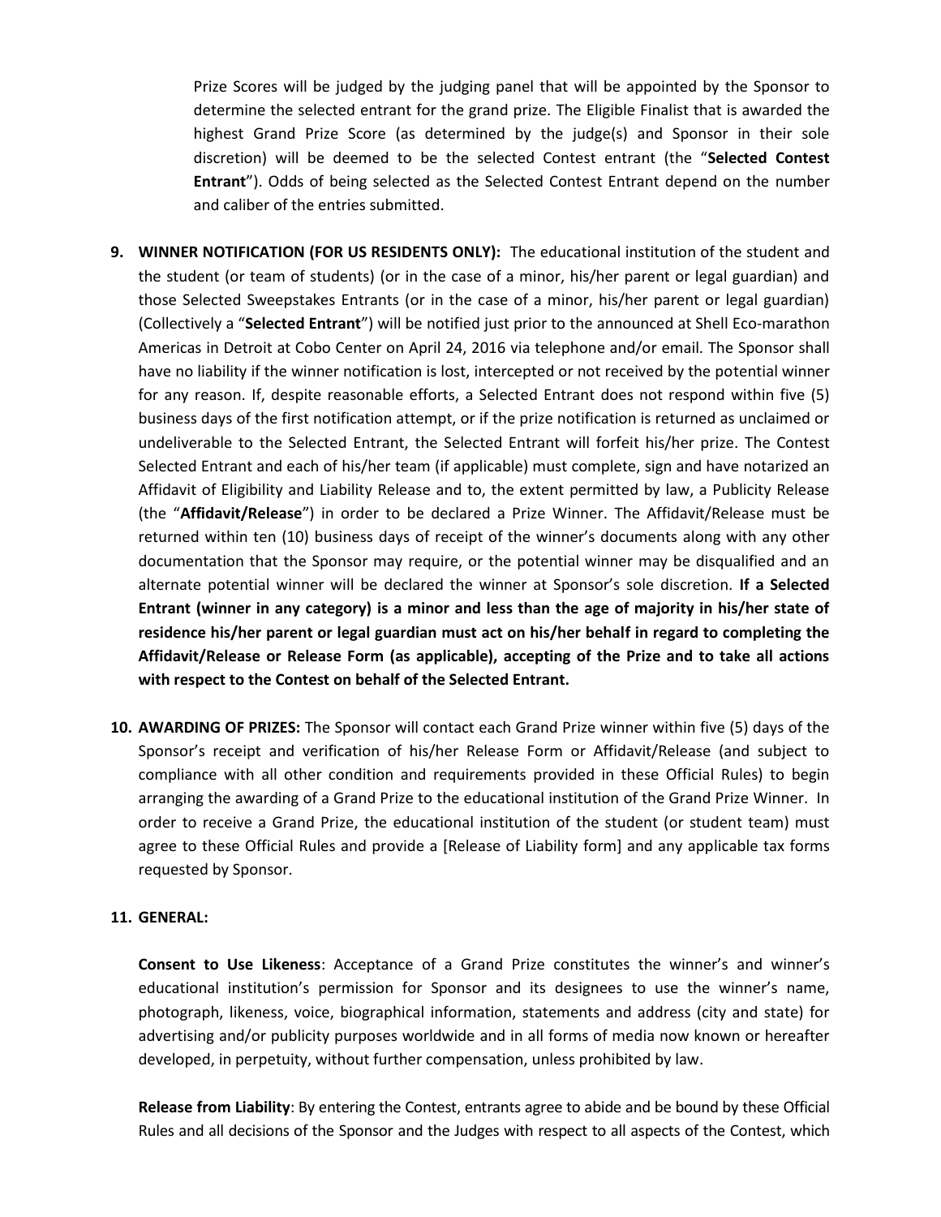Prize Scores will be judged by the judging panel that will be appointed by the Sponsor to determine the selected entrant for the grand prize. The Eligible Finalist that is awarded the highest Grand Prize Score (as determined by the judge(s) and Sponsor in their sole discretion) will be deemed to be the selected Contest entrant (the "**Selected Contest Entrant**"). Odds of being selected as the Selected Contest Entrant depend on the number and caliber of the entries submitted.

9. **WINNER NOTIFICATION (FOR US RESIDENTS ONLY):** The educational institution of the student and the student (or team of students) (or in the case of a minor, his/her parent or legal guardian) and those Selected Sweepstakes Entrants (or in the case of a minor, his/her parent or legal guardian) (Collectively a "**Selected Entrant**") will be notified just prior to the announced at Shell Eco-marathon Americas in Detroit at Cobo Center on April 24, 2016 via telephone and/or email. The Sponsor shall have no liability if the winner notification is lost, intercepted or not received by the potential winner for any reason. If, despite reasonable efforts, a Selected Entrant does not respond within five (5) business days of the first notification attempt, or if the prize notification is returned as unclaimed or undeliverable to the Selected Entrant, the Selected Entrant will forfeit his/her prize. The Contest Selected Entrant and each of his/her team (if applicable) must complete, sign and have notarized an Affidavit of Eligibility and Liability Release and to, the extent permitted by law, a Publicity Release (the "**Affidavit/Release**") in order to be declared a Prize Winner. The Affidavit/Release must be returned within ten (10) business days of receipt of the winner's documents along with any other documentation that the Sponsor may require, or the potential winner may be disqualified and an alternate potential winner will be declared the winner at Sponsor's sole discretion. **If a Selected Entrant (winner in any category) is a minor and less than the age of majority in his/her state of residence his/her parent or legal guardian must act on his/her behalf in regard to completing the Affidavit/Release or Release Form (as applicable), accepting of the Prize and to take all actions with respect to the Contest on behalf of the Selected Entrant.**

10. **AWARDING OF PRIZES:** The Sponsor will contact each Grand Prize winner within five (5) days of the Sponsor's receipt and verification of his/her Release Form or Affidavit/Release (and subject to compliance with all other condition and requirements provided in these Official Rules) to begin arranging the awarding of a Grand Prize to the educational institution of the Grand Prize Winner. In order to receive a Grand Prize, the educational institution of the student (or student team) must agree to these Official Rules and provide a [Release of Liability form] and any applicable tax forms requested by Sponsor.

11. **GENERAL:**

**Consent to Use Likeness**: Acceptance of a Grand Prize constitutes the winner's and winner's educational institution's permission for Sponsor and its designees to use the winner's name, photograph, likeness, voice, biographical information, statements and address (city and state) for advertising and/or publicity purposes worldwide and in all forms of media now known or hereafter developed, in perpetuity, without further compensation, unless prohibited by law.

**Release from Liability**: By entering the Contest, entrants agree to abide and be bound by these Official Rules and all decisions of the Sponsor and the Judges with respect to all aspects of the Contest, which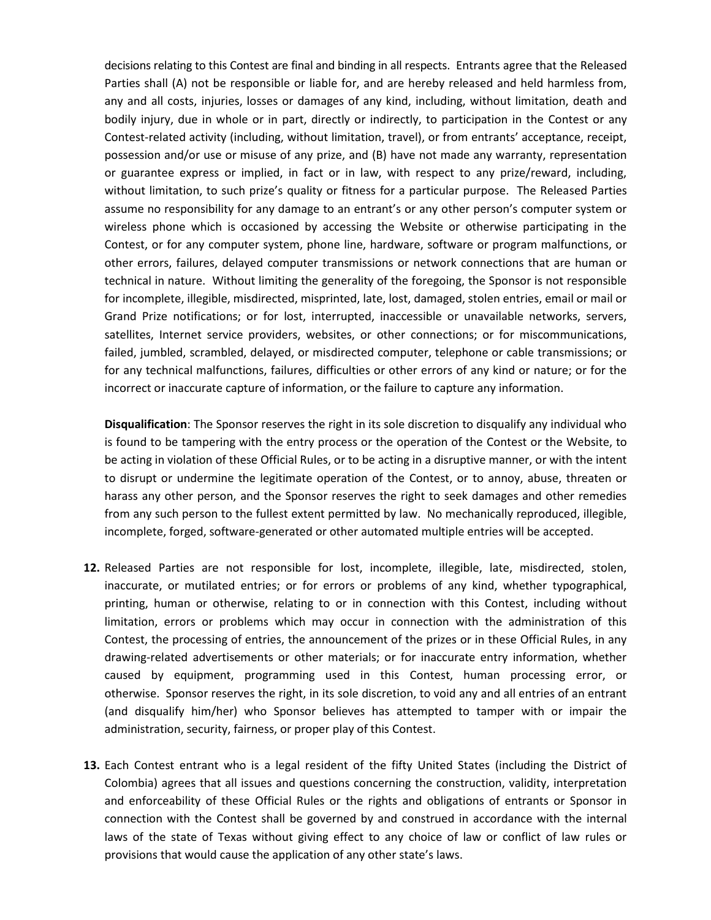decisions relating to this Contest are final and binding in all respects. Entrants agree that the Released Parties shall (A) not be responsible or liable for, and are hereby released and held harmless from, any and all costs, injuries, losses or damages of any kind, including, without limitation, death and bodily injury, due in whole or in part, directly or indirectly, to participation in the Contest or any Contest-related activity (including, without limitation, travel), or from entrants' acceptance, receipt, possession and/or use or misuse of any prize, and (B) have not made any warranty, representation or guarantee express or implied, in fact or in law, with respect to any prize/reward, including, without limitation, to such prize's quality or fitness for a particular purpose. The Released Parties assume no responsibility for any damage to an entrant's or any other person's computer system or wireless phone which is occasioned by accessing the Website or otherwise participating in the Contest, or for any computer system, phone line, hardware, software or program malfunctions, or other errors, failures, delayed computer transmissions or network connections that are human or technical in nature. Without limiting the generality of the foregoing, the Sponsor is not responsible for incomplete, illegible, misdirected, misprinted, late, lost, damaged, stolen entries, email or mail or Grand Prize notifications; or for lost, interrupted, inaccessible or unavailable networks, servers, satellites, Internet service providers, websites, or other connections; or for miscommunications, failed, jumbled, scrambled, delayed, or misdirected computer, telephone or cable transmissions; or for any technical malfunctions, failures, difficulties or other errors of any kind or nature; or for the incorrect or inaccurate capture of information, or the failure to capture any information.

**Disqualification**: The Sponsor reserves the right in its sole discretion to disqualify any individual who is found to be tampering with the entry process or the operation of the Contest or the Website, to be acting in violation of these Official Rules, or to be acting in a disruptive manner, or with the intent to disrupt or undermine the legitimate operation of the Contest, or to annoy, abuse, threaten or harass any other person, and the Sponsor reserves the right to seek damages and other remedies from any such person to the fullest extent permitted by law. No mechanically reproduced, illegible, incomplete, forged, software-generated or other automated multiple entries will be accepted.

**12.** Released Parties are not responsible for lost, incomplete, illegible, late, misdirected, stolen, inaccurate, or mutilated entries; or for errors or problems of any kind, whether typographical, printing, human or otherwise, relating to or in connection with this Contest, including without limitation, errors or problems which may occur in connection with the administration of this Contest, the processing of entries, the announcement of the prizes or in these Official Rules, in any drawing-related advertisements or other materials; or for inaccurate entry information, whether caused by equipment, programming used in this Contest, human processing error, or otherwise. Sponsor reserves the right, in its sole discretion, to void any and all entries of an entrant (and disqualify him/her) who Sponsor believes has attempted to tamper with or impair the administration, security, fairness, or proper play of this Contest.

**13.** Each Contest entrant who is a legal resident of the fifty United States (including the District of Colombia) agrees that all issues and questions concerning the construction, validity, interpretation and enforceability of these Official Rules or the rights and obligations of entrants or Sponsor in connection with the Contest shall be governed by and construed in accordance with the internal laws of the state of Texas without giving effect to any choice of law or conflict of law rules or provisions that would cause the application of any other state's laws.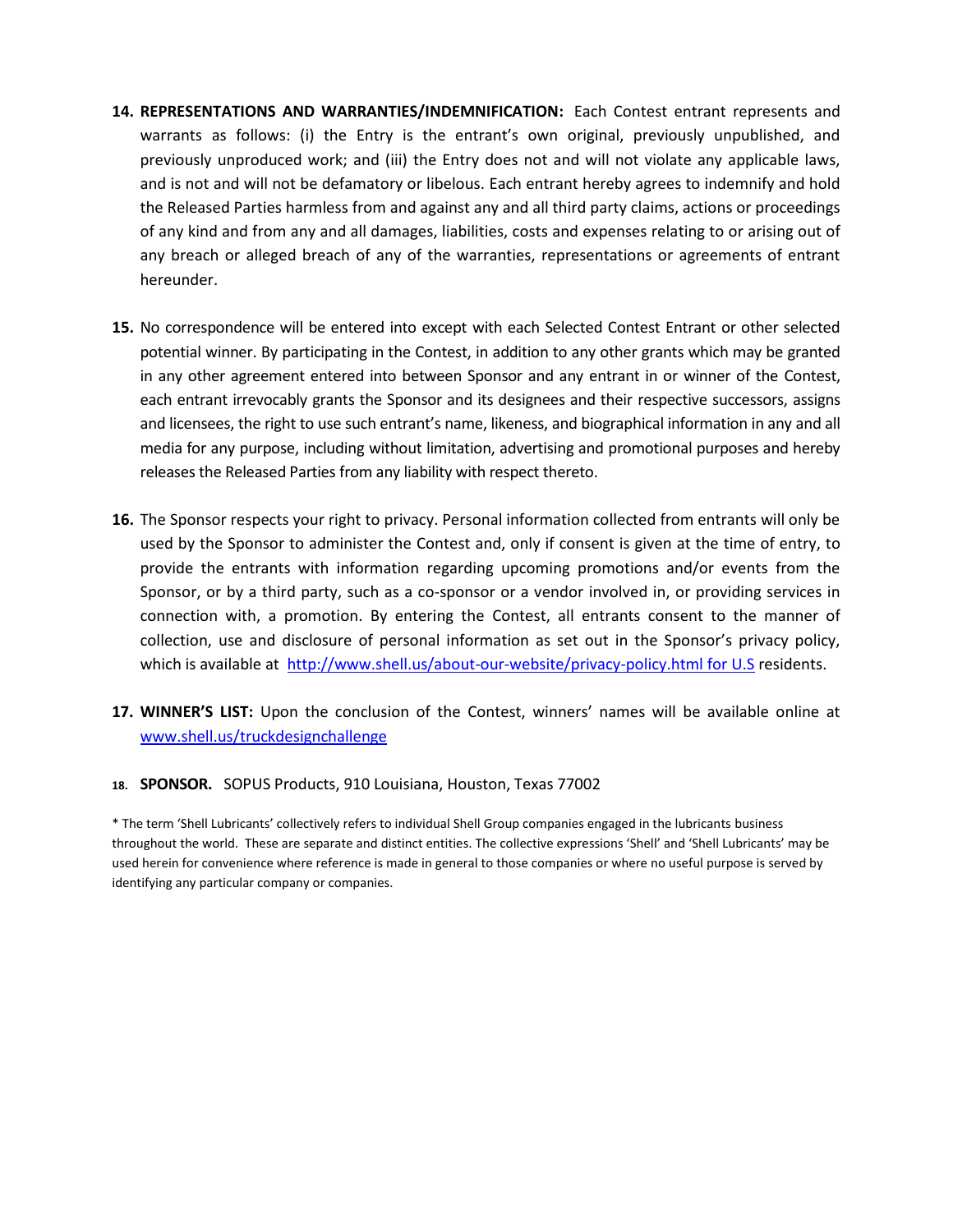14. **REPRESENTATIONS AND WARRANTIES/INDEMNIFICATION:** Each Contest entrant represents and warrants as follows: (i) the Entry is the entrant's own original, previously unpublished, and previously unproduced work; and (iii) the Entry does not and will not violate any applicable laws, and is not and will not be defamatory or libelous. Each entrant hereby agrees to indemnify and hold the Released Parties harmless from and against any and all third party claims, actions or proceedings of any kind and from any and all damages, liabilities, costs and expenses relating to or arising out of any breach or alleged breach of any of the warranties, representations or agreements of entrant hereunder.

15. No correspondence will be entered into except with each Selected Contest Entrant or other selected potential winner. By participating in the Contest, in addition to any other grants which may be granted in any other agreement entered into between Sponsor and any entrant in or winner of the Contest, each entrant irrevocably grants the Sponsor and its designees and their respective successors, assigns and licensees, the right to use such entrant's name, likeness, and biographical information in any and all media for any purpose, including without limitation, advertising and promotional purposes and hereby releases the Released Parties from any liability with respect thereto.

16. The Sponsor respects your right to privacy. Personal information collected from entrants will only be used by the Sponsor to administer the Contest and, only if consent is given at the time of entry, to provide the entrants with information regarding upcoming promotions and/or events from the Sponsor, or by a third party, such as a co-sponsor or a vendor involved in, or providing services in connection with, a promotion. By entering the Contest, all entrants consent to the manner of collection, use and disclosure of personal information as set out in the Sponsor's privacy policy, which is available at http://www.shell.us/about-our-website/privacy-policy.html for U.S residents.

17. **WINNER'S LIST:** Upon the conclusion of the Contest, winners' names will be available online at www.shell.us/truckdesignchallenge

18. **SPONSOR.** SOPUS Products, 910 Louisiana, Houston, Texas 77002

* The term 'Shell Lubricants' collectively refers to individual Shell Group companies engaged in the lubricants business throughout the world. These are separate and distinct entities. The collective expressions 'Shell' and 'Shell Lubricants' may be used herein for convenience where reference is made in general to those companies or where no useful purpose is served by identifying any particular company or companies.